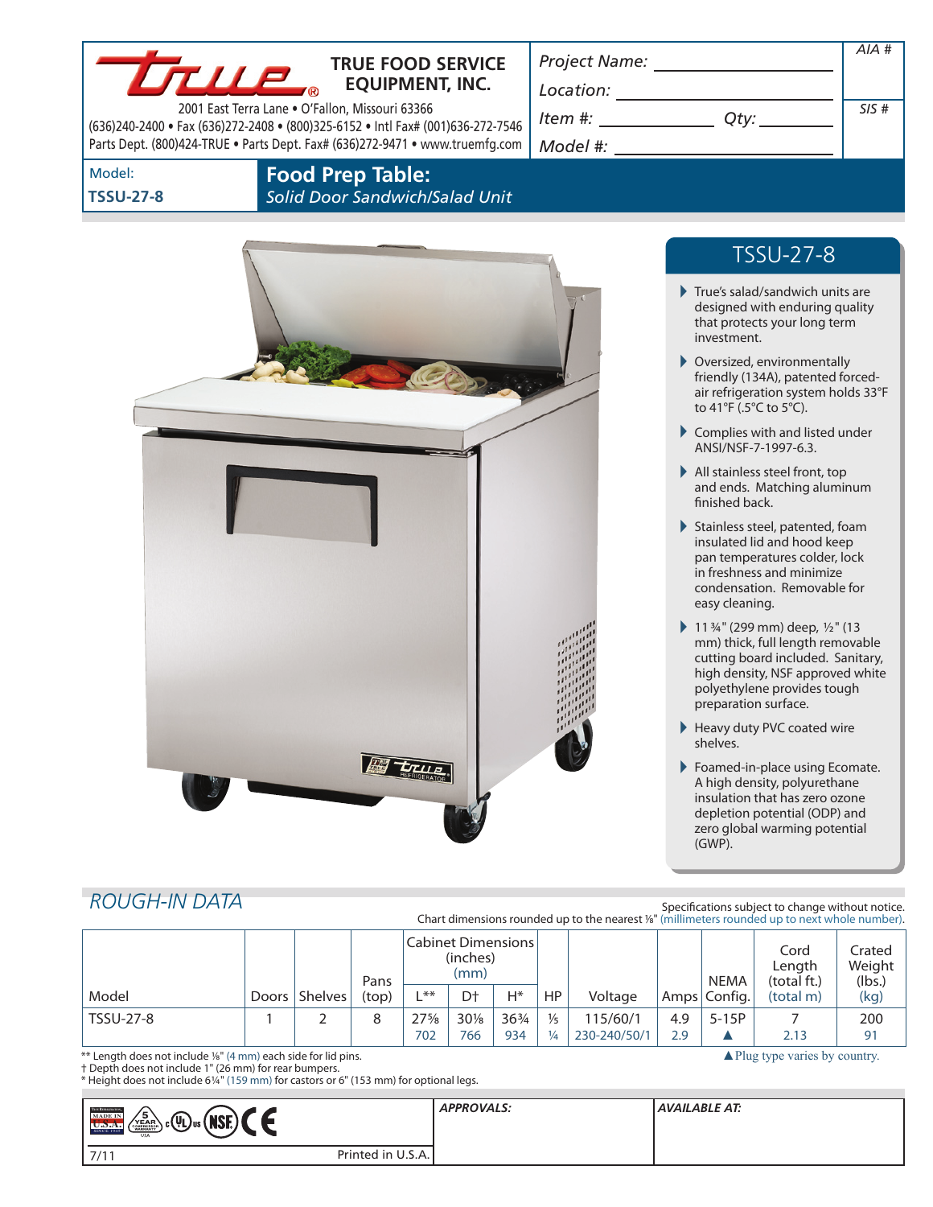# TRUE FOOD SERVICE EQUIPMENT, INC.

2001 East Terra Lane • O'Fallon, Missouri 63366
(636)240-2400 • Fax (636)272-2408 • (800)325-6152 • Intl Fax# (001)636-272-7546
Parts Dept. (800)424-TRUE • Parts Dept. Fax# (636)272-9471 • www.truemfg.com

*Project Name:* ______________________
*Location:* ______________________
*Item #:* ____________ *Qty:* ________
*Model #:* ______________________

*AIA #*

*SIS #*

Model:
**TSSU-27-8**

## Food Prep Table:
*Solid Door Sandwich/Salad Unit*

## TSSU-27-8

- True's salad/sandwich units are designed with enduring quality that protects your long term investment.
- Oversized, environmentally friendly (134A), patented forced-air refrigeration system holds 33°F to 41°F (.5°C to 5°C).
- Complies with and listed under ANSI/NSF-7-1997-6.3.
- All stainless steel front, top and ends. Matching aluminum finished back.
- Stainless steel, patented, foam insulated lid and hood keep pan temperatures colder, lock in freshness and minimize condensation. Removable for easy cleaning.
- 11¾" (299 mm) deep, ½" (13 mm) thick, full length removable cutting board included. Sanitary, high density, NSF approved white polyethylene provides tough preparation surface.
- Heavy duty PVC coated wire shelves.
- Foamed-in-place using Ecomate. A high density, polyurethane insulation that has zero ozone depletion potential (ODP) and zero global warming potential (GWP).

## *ROUGH-IN DATA*

Specifications subject to change without notice.
Chart dimensions rounded up to the nearest ⅛" (millimeters rounded up to next whole number).

| Model | Doors | Shelves | Pans (top) | Cabinet Dimensions (inches) (mm) | | | HP | Voltage | Amps | NEMA Config. | Cord Length (total ft.) (total m) | Crated Weight (lbs.) (kg) |
|---|---|---|---|---|---|---|---|---|---|---|---|---|
| | | | | L** | D† | H* | | | | | | |
| TSSU-27-8 | 1 | 2 | 8 | 27⅝<br>702 | 30⅛<br>766 | 36¾<br>934 | ⅕<br>¼ | 115/60/1<br>230-240/50/1 | 4.9<br>2.9 | 5-15P<br>▲ | 7<br>2.13 | 200<br>91 |

** Length does not include ⅛" (4 mm) each side for lid pins.
† Depth does not include 1" (26 mm) for rear bumpers.
* Height does not include 6¼" (159 mm) for castors or 6" (153 mm) for optional legs.

▲Plug type varies by country.

*APPROVALS:*

*AVAILABLE AT:*

7/11

Printed in U.S.A.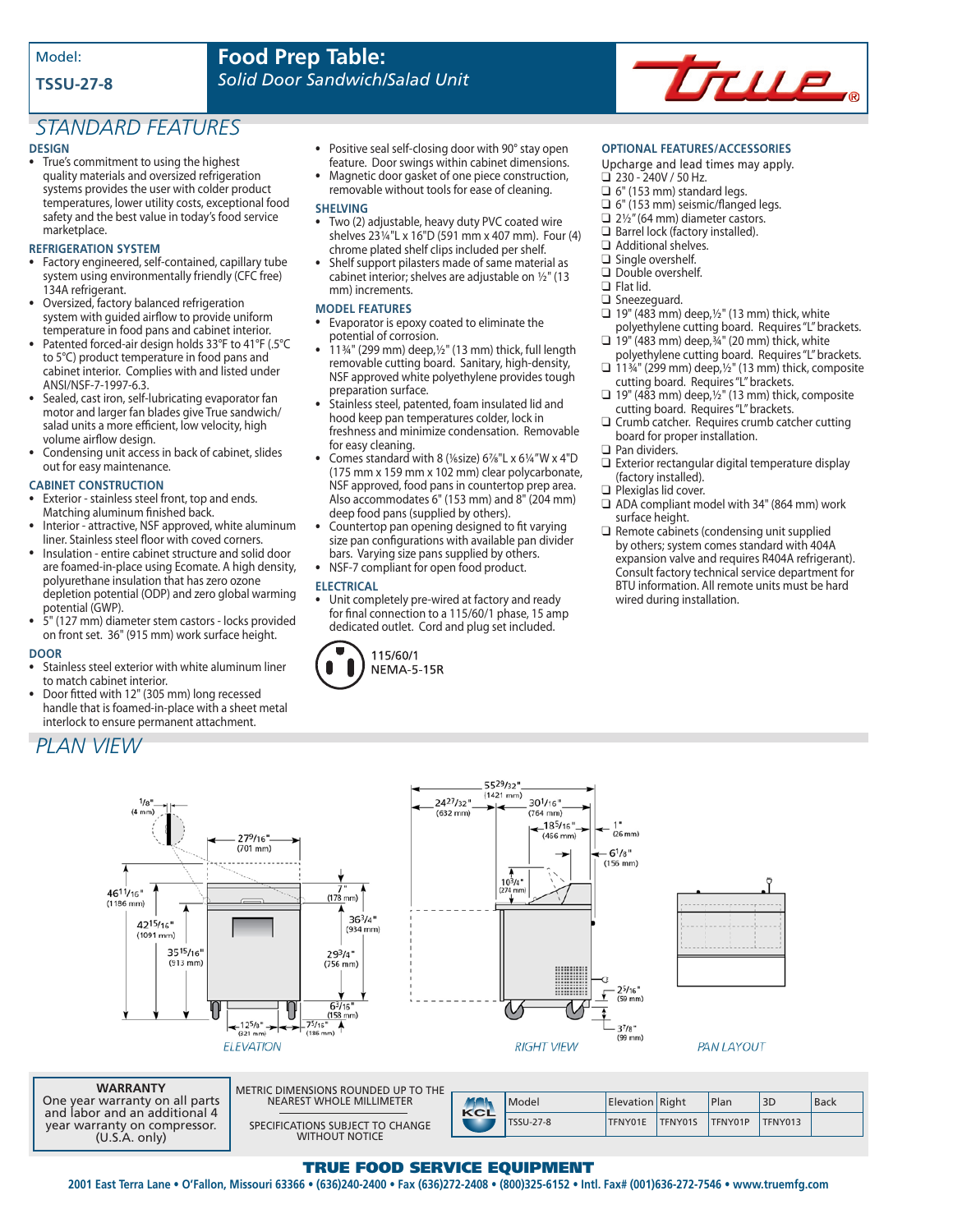Model:

**TSSU-27-8**

# Food Prep Table:

*Solid Door Sandwich/Salad Unit*

## STANDARD FEATURES

### DESIGN

- True's commitment to using the highest quality materials and oversized refrigeration systems provides the user with colder product temperatures, lower utility costs, exceptional food safety and the best value in today's food service marketplace.

### REFRIGERATION SYSTEM

- Factory engineered, self-contained, capillary tube system using environmentally friendly (CFC free) 134A refrigerant.
- Oversized, factory balanced refrigeration system with guided airflow to provide uniform temperature in food pans and cabinet interior.
- Patented forced-air design holds 33°F to 41°F (.5°C to 5°C) product temperature in food pans and cabinet interior. Complies with and listed under ANSI/NSF-7-1997-6.3.
- Sealed, cast iron, self-lubricating evaporator fan motor and larger fan blades give True sandwich/salad units a more efficient, low velocity, high volume airflow design.
- Condensing unit access in back of cabinet, slides out for easy maintenance.

### CABINET CONSTRUCTION

- Exterior - stainless steel front, top and ends. Matching aluminum finished back.
- Interior - attractive, NSF approved, white aluminum liner. Stainless steel floor with coved corners.
- Insulation - entire cabinet structure and solid door are foamed-in-place using Ecomate. A high density, polyurethane insulation that has zero ozone depletion potential (ODP) and zero global warming potential (GWP).
- 5" (127 mm) diameter stem castors - locks provided on front set. 36" (915 mm) work surface height.

### DOOR

- Stainless steel exterior with white aluminum liner to match cabinet interior.
- Door fitted with 12" (305 mm) long recessed handle that is foamed-in-place with a sheet metal interlock to ensure permanent attachment.
- Positive seal self-closing door with 90° stay open feature. Door swings within cabinet dimensions.
- Magnetic door gasket of one piece construction, removable without tools for ease of cleaning.

### SHELVING

- Two (2) adjustable, heavy duty PVC coated wire shelves 23¼"L x 16"D (591 mm x 407 mm). Four (4) chrome plated shelf clips included per shelf.
- Shelf support pilasters made of same material as cabinet interior; shelves are adjustable on ½" (13 mm) increments.

### MODEL FEATURES

- Evaporator is epoxy coated to eliminate the potential of corrosion.
- 11¾" (299 mm) deep,½" (13 mm) thick, full length removable cutting board. Sanitary, high-density, NSF approved white polyethylene provides tough preparation surface.
- Stainless steel, patented, foam insulated lid and hood keep pan temperatures colder, lock in freshness and minimize condensation. Removable for easy cleaning.
- Comes standard with 8 (⅙size) 6⅞"L x 6¼"W x 4"D (175 mm x 159 mm x 102 mm) clear polycarbonate, NSF approved, food pans in countertop prep area. Also accommodates 6" (153 mm) and 8" (204 mm) deep food pans (supplied by others).
- Countertop pan opening designed to fit varying size pan configurations with available pan divider bars. Varying size pans supplied by others.
- NSF-7 compliant for open food product.

### ELECTRICAL

- Unit completely pre-wired at factory and ready for final connection to a 115/60/1 phase, 15 amp dedicated outlet. Cord and plug set included.

115/60/1
NEMA-5-15R

### OPTIONAL FEATURES/ACCESSORIES

Upcharge and lead times may apply.

- ❑ 230 - 240V / 50 Hz.
- ❑ 6" (153 mm) standard legs.
- ❑ 6" (153 mm) seismic/flanged legs.
- ❑ 2½" (64 mm) diameter castors.
- ❑ Barrel lock (factory installed).
- ❑ Additional shelves.
- ❑ Single overshelf.
- ❑ Double overshelf.
- ❑ Flat lid.
- ❑ Sneezeguard.
- ❑ 19" (483 mm) deep,½" (13 mm) thick, white polyethylene cutting board. Requires "L" brackets.
- ❑ 19" (483 mm) deep,¾" (20 mm) thick, white polyethylene cutting board. Requires "L" brackets.
- ❑ 11¾" (299 mm) deep,½" (13 mm) thick, composite cutting board. Requires "L" brackets.
- ❑ 19" (483 mm) deep,½" (13 mm) thick, composite cutting board. Requires "L" brackets.
- ❑ Crumb catcher. Requires crumb catcher cutting board for proper installation.
- ❑ Pan dividers.
- ❑ Exterior rectangular digital temperature display (factory installed).
- ❑ Plexiglas lid cover.
- ❑ ADA compliant model with 34" (864 mm) work surface height.
- ❑ Remote cabinets (condensing unit supplied by others; system comes standard with 404A expansion valve and requires R404A refrigerant). Consult factory technical service department for BTU information. All remote units must be hard wired during installation.

## PLAN VIEW

1/8" (4 mm)
27⁹⁄₁₆" (701 mm)
7" (178 mm)
46¹¹⁄₁₆" (1186 mm)
42¹⁵⁄₁₆" (1091 mm)
36¾" (934 mm)
35¹⁵⁄₁₆" (913 mm)
29¾" (756 mm)
6³⁄₁₆" (158 mm)
12⁵⁄₈" (321 mm)
7⁵⁄₁₆" (186 mm)

ELEVATION

55²⁹⁄₃₂" (1421 mm)
24²⁷⁄₃₂" (632 mm)
30¹⁄₁₆" (764 mm)
18⁵⁄₁₆" (466 mm)
1" (26 mm)
6¹⁄₈" (156 mm)
10¾" (274 mm)
2⁵⁄₁₆" (59 mm)
3⁷⁄₈" (99 mm)

RIGHT VIEW

PAN LAYOUT

**WARRANTY**
One year warranty on all parts and labor and an additional 4 year warranty on compressor. (U.S.A. only)

METRIC DIMENSIONS ROUNDED UP TO THE NEAREST WHOLE MILLIMETER

SPECIFICATIONS SUBJECT TO CHANGE WITHOUT NOTICE

| Model | Elevation | Right | Plan | 3D | Back |
|---|---|---|---|---|---|
| TSSU-27-8 | TFNY01E | TFNY01S | TFNY01P | TFNY013 | |

**TRUE FOOD SERVICE EQUIPMENT**

2001 East Terra Lane • O'Fallon, Missouri 63366 • (636)240-2400 • Fax (636)272-2408 • (800)325-6152 • Intl. Fax# (001)636-272-7546 • www.truemfg.com